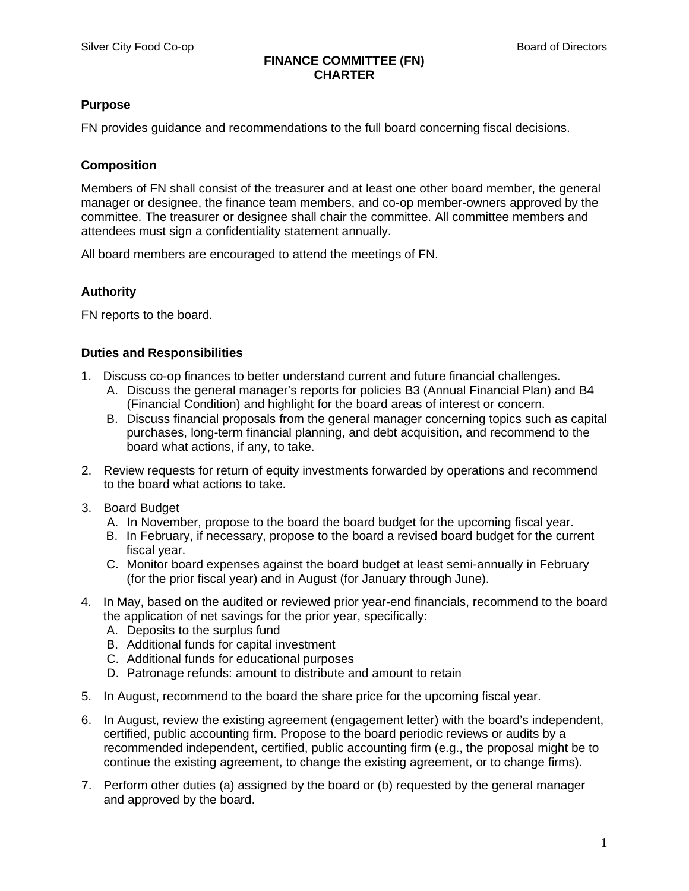# FINANCE COMMITTEE (FN) CHARTER

## Purpose

FN provides guidance and recommendations to the full board concerning fiscal decisions.

## Composition

Members of FN shall consist of the treasurer and at least one other board member, the general manager or designee, the finance team members, and co-op member-owners approved by the committee. The treasurer or designee shall chair the committee. All committee members and attendees must sign a confidentiality statement annually.

All board members are encouraged to attend the meetings of FN.

## Authority

FN reports to the board.

## Duties and Responsibilities

1. Discuss co-op finances to better understand current and future financial challenges.
   A. Discuss the general manager's reports for policies B3 (Annual Financial Plan) and B4 (Financial Condition) and highlight for the board areas of interest or concern.
   B. Discuss financial proposals from the general manager concerning topics such as capital purchases, long-term financial planning, and debt acquisition, and recommend to the board what actions, if any, to take.

2. Review requests for return of equity investments forwarded by operations and recommend to the board what actions to take.

3. Board Budget
   A. In November, propose to the board the board budget for the upcoming fiscal year.
   B. In February, if necessary, propose to the board a revised board budget for the current fiscal year.
   C. Monitor board expenses against the board budget at least semi-annually in February (for the prior fiscal year) and in August (for January through June).

4. In May, based on the audited or reviewed prior year-end financials, recommend to the board the application of net savings for the prior year, specifically:
   A. Deposits to the surplus fund
   B. Additional funds for capital investment
   C. Additional funds for educational purposes
   D. Patronage refunds: amount to distribute and amount to retain

5. In August, recommend to the board the share price for the upcoming fiscal year.

6. In August, review the existing agreement (engagement letter) with the board's independent, certified, public accounting firm. Propose to the board periodic reviews or audits by a recommended independent, certified, public accounting firm (e.g., the proposal might be to continue the existing agreement, to change the existing agreement, or to change firms).

7. Perform other duties (a) assigned by the board or (b) requested by the general manager and approved by the board.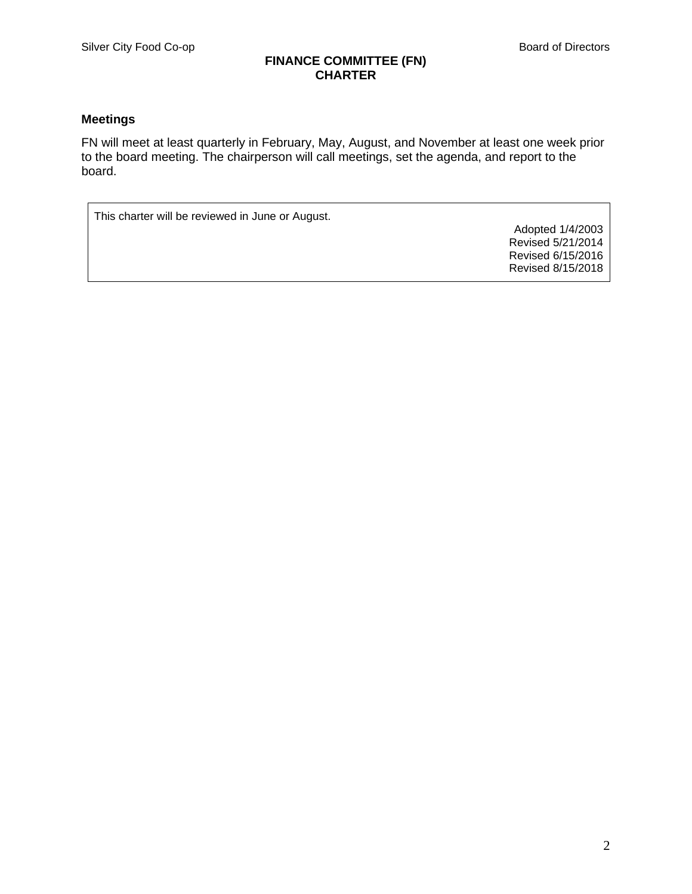# FINANCE COMMITTEE (FN) CHARTER

## Meetings

FN will meet at least quarterly in February, May, August, and November at least one week prior to the board meeting. The chairperson will call meetings, set the agenda, and report to the board.

This charter will be reviewed in June or August.

Adopted 1/4/2003
Revised 5/21/2014
Revised 6/15/2016
Revised 8/15/2018